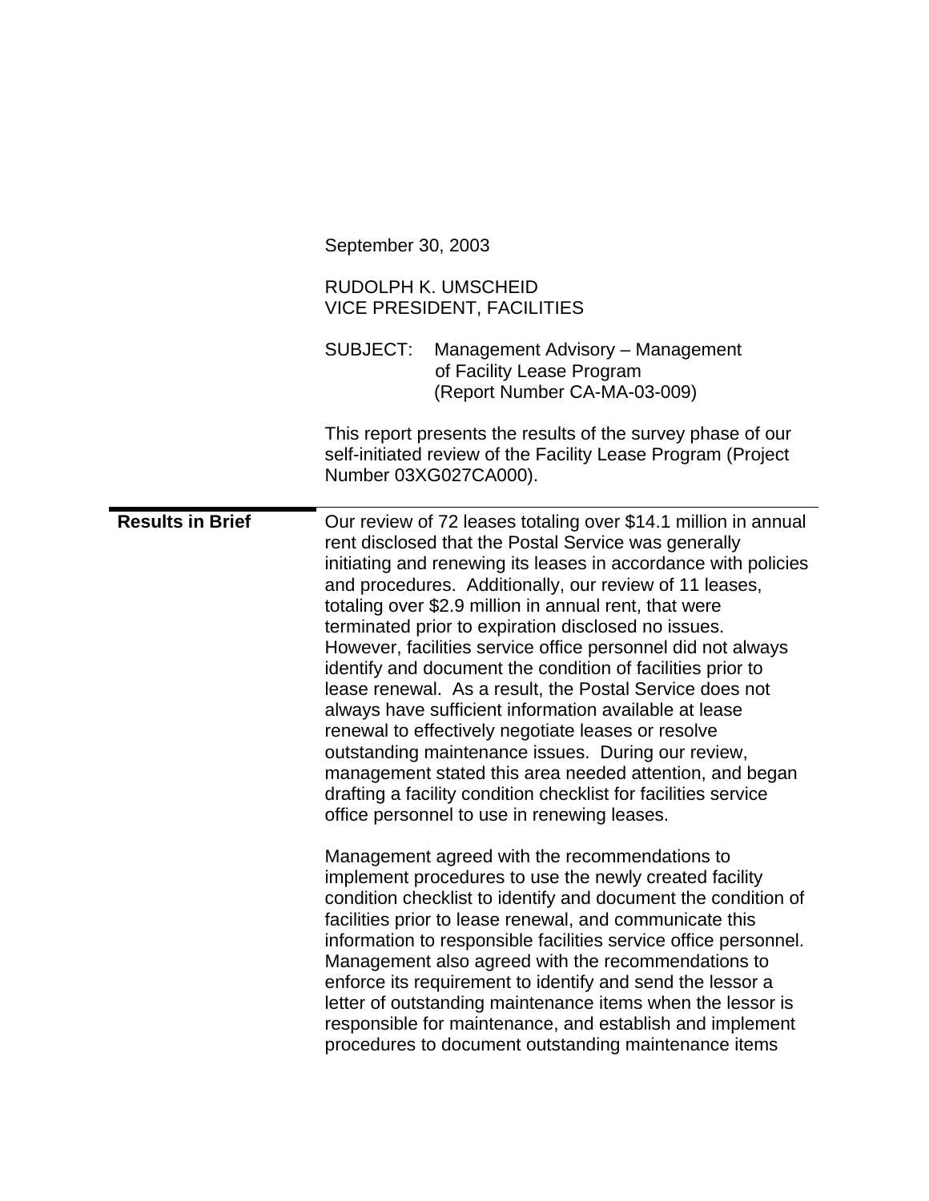September 30, 2003

RUDOLPH K. UMSCHEID
VICE PRESIDENT, FACILITIES

SUBJECT: Management Advisory – Management of Facility Lease Program (Report Number CA-MA-03-009)

This report presents the results of the survey phase of our self-initiated review of the Facility Lease Program (Project Number 03XG027CA000).

## Results in Brief

Our review of 72 leases totaling over $14.1 million in annual rent disclosed that the Postal Service was generally initiating and renewing its leases in accordance with policies and procedures. Additionally, our review of 11 leases, totaling over $2.9 million in annual rent, that were terminated prior to expiration disclosed no issues. However, facilities service office personnel did not always identify and document the condition of facilities prior to lease renewal. As a result, the Postal Service does not always have sufficient information available at lease renewal to effectively negotiate leases or resolve outstanding maintenance issues. During our review, management stated this area needed attention, and began drafting a facility condition checklist for facilities service office personnel to use in renewing leases.

Management agreed with the recommendations to implement procedures to use the newly created facility condition checklist to identify and document the condition of facilities prior to lease renewal, and communicate this information to responsible facilities service office personnel. Management also agreed with the recommendations to enforce its requirement to identify and send the lessor a letter of outstanding maintenance items when the lessor is responsible for maintenance, and establish and implement procedures to document outstanding maintenance items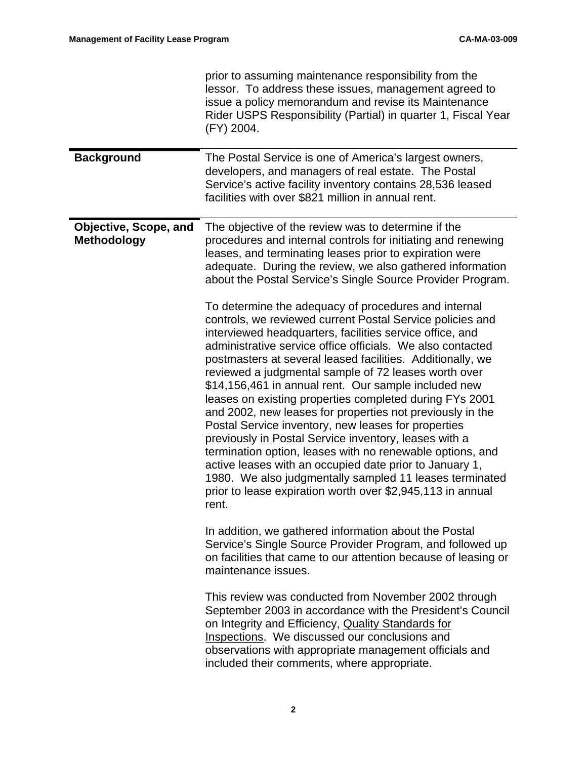prior to assuming maintenance responsibility from the lessor. To address these issues, management agreed to issue a policy memorandum and revise its Maintenance Rider USPS Responsibility (Partial) in quarter 1, Fiscal Year (FY) 2004.

## Background

The Postal Service is one of America's largest owners, developers, and managers of real estate. The Postal Service's active facility inventory contains 28,536 leased facilities with over $821 million in annual rent.

## Objective, Scope, and Methodology

The objective of the review was to determine if the procedures and internal controls for initiating and renewing leases, and terminating leases prior to expiration were adequate. During the review, we also gathered information about the Postal Service's Single Source Provider Program.

To determine the adequacy of procedures and internal controls, we reviewed current Postal Service policies and interviewed headquarters, facilities service office, and administrative service office officials. We also contacted postmasters at several leased facilities. Additionally, we reviewed a judgmental sample of 72 leases worth over $14,156,461 in annual rent. Our sample included new leases on existing properties completed during FYs 2001 and 2002, new leases for properties not previously in the Postal Service inventory, new leases for properties previously in Postal Service inventory, leases with a termination option, leases with no renewable options, and active leases with an occupied date prior to January 1, 1980. We also judgmentally sampled 11 leases terminated prior to lease expiration worth over $2,945,113 in annual rent.

In addition, we gathered information about the Postal Service's Single Source Provider Program, and followed up on facilities that came to our attention because of leasing or maintenance issues.

This review was conducted from November 2002 through September 2003 in accordance with the President's Council on Integrity and Efficiency, Quality Standards for Inspections. We discussed our conclusions and observations with appropriate management officials and included their comments, where appropriate.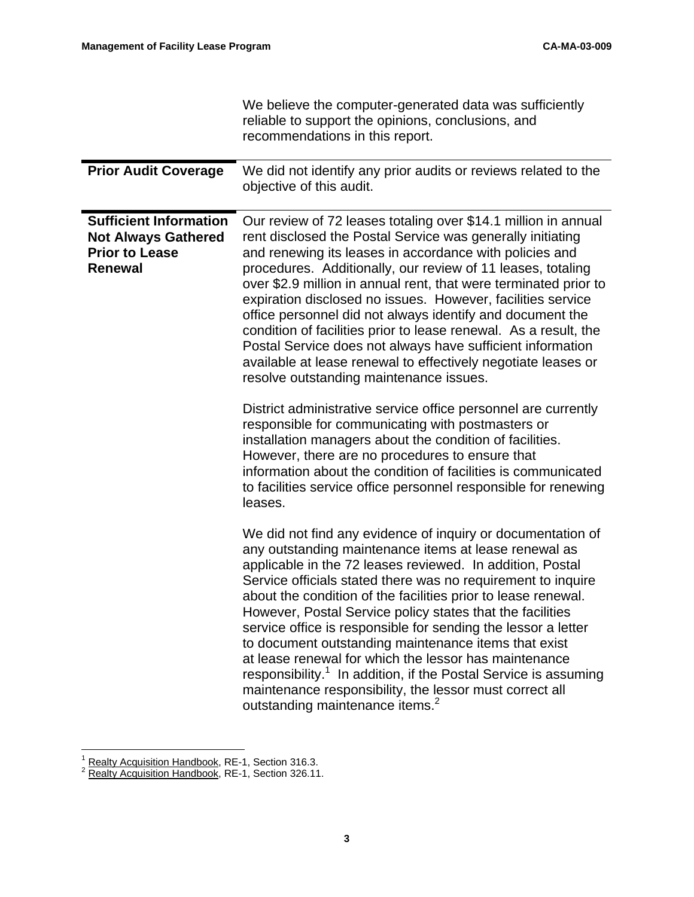We believe the computer-generated data was sufficiently reliable to support the opinions, conclusions, and recommendations in this report.

## Prior Audit Coverage

We did not identify any prior audits or reviews related to the objective of this audit.

## Sufficient Information Not Always Gathered Prior to Lease Renewal

Our review of 72 leases totaling over $14.1 million in annual rent disclosed the Postal Service was generally initiating and renewing its leases in accordance with policies and procedures. Additionally, our review of 11 leases, totaling over $2.9 million in annual rent, that were terminated prior to expiration disclosed no issues. However, facilities service office personnel did not always identify and document the condition of facilities prior to lease renewal. As a result, the Postal Service does not always have sufficient information available at lease renewal to effectively negotiate leases or resolve outstanding maintenance issues.

District administrative service office personnel are currently responsible for communicating with postmasters or installation managers about the condition of facilities. However, there are no procedures to ensure that information about the condition of facilities is communicated to facilities service office personnel responsible for renewing leases.

We did not find any evidence of inquiry or documentation of any outstanding maintenance items at lease renewal as applicable in the 72 leases reviewed. In addition, Postal Service officials stated there was no requirement to inquire about the condition of the facilities prior to lease renewal. However, Postal Service policy states that the facilities service office is responsible for sending the lessor a letter to document outstanding maintenance items that exist at lease renewal for which the lessor has maintenance responsibility.[1] In addition, if the Postal Service is assuming maintenance responsibility, the lessor must correct all outstanding maintenance items.[2]

---

[1] Realty Acquisition Handbook, RE-1, Section 316.3.

[2] Realty Acquisition Handbook, RE-1, Section 326.11.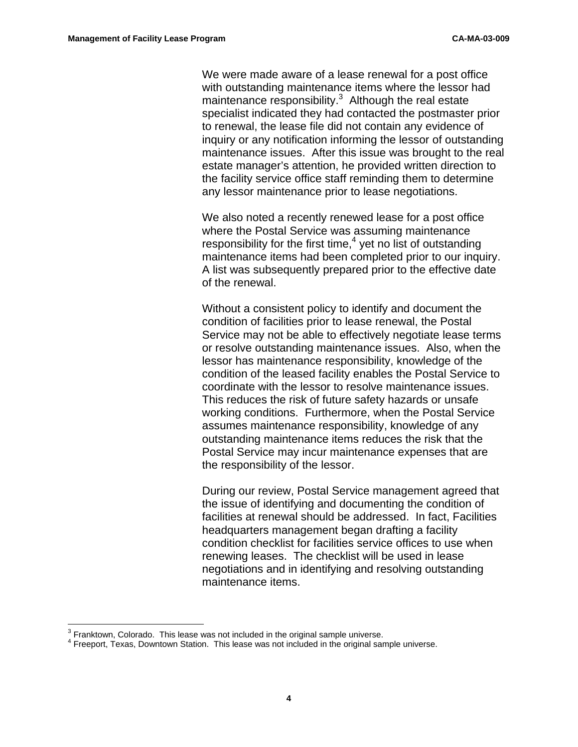We were made aware of a lease renewal for a post office with outstanding maintenance items where the lessor had maintenance responsibility.[3] Although the real estate specialist indicated they had contacted the postmaster prior to renewal, the lease file did not contain any evidence of inquiry or any notification informing the lessor of outstanding maintenance issues. After this issue was brought to the real estate manager's attention, he provided written direction to the facility service office staff reminding them to determine any lessor maintenance prior to lease negotiations.

We also noted a recently renewed lease for a post office where the Postal Service was assuming maintenance responsibility for the first time,[4] yet no list of outstanding maintenance items had been completed prior to our inquiry. A list was subsequently prepared prior to the effective date of the renewal.

Without a consistent policy to identify and document the condition of facilities prior to lease renewal, the Postal Service may not be able to effectively negotiate lease terms or resolve outstanding maintenance issues. Also, when the lessor has maintenance responsibility, knowledge of the condition of the leased facility enables the Postal Service to coordinate with the lessor to resolve maintenance issues. This reduces the risk of future safety hazards or unsafe working conditions. Furthermore, when the Postal Service assumes maintenance responsibility, knowledge of any outstanding maintenance items reduces the risk that the Postal Service may incur maintenance expenses that are the responsibility of the lessor.

During our review, Postal Service management agreed that the issue of identifying and documenting the condition of facilities at renewal should be addressed. In fact, Facilities headquarters management began drafting a facility condition checklist for facilities service offices to use when renewing leases. The checklist will be used in lease negotiations and in identifying and resolving outstanding maintenance items.

---

[3] Franktown, Colorado. This lease was not included in the original sample universe.
[4] Freeport, Texas, Downtown Station. This lease was not included in the original sample universe.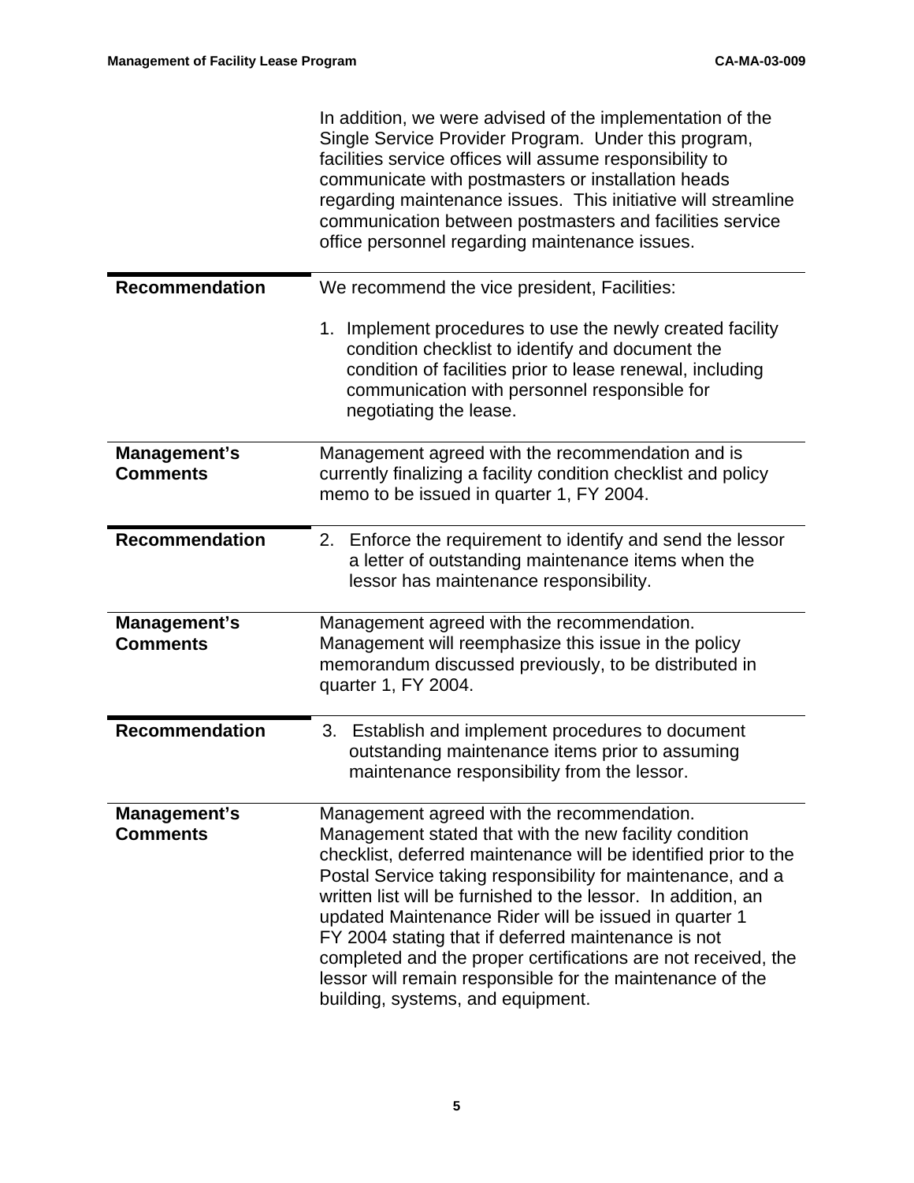In addition, we were advised of the implementation of the Single Service Provider Program. Under this program, facilities service offices will assume responsibility to communicate with postmasters or installation heads regarding maintenance issues. This initiative will streamline communication between postmasters and facilities service office personnel regarding maintenance issues.

**Recommendation**

We recommend the vice president, Facilities:

1. Implement procedures to use the newly created facility condition checklist to identify and document the condition of facilities prior to lease renewal, including communication with personnel responsible for negotiating the lease.

**Management's Comments**

Management agreed with the recommendation and is currently finalizing a facility condition checklist and policy memo to be issued in quarter 1, FY 2004.

**Recommendation**

2. Enforce the requirement to identify and send the lessor a letter of outstanding maintenance items when the lessor has maintenance responsibility.

**Management's Comments**

Management agreed with the recommendation. Management will reemphasize this issue in the policy memorandum discussed previously, to be distributed in quarter 1, FY 2004.

**Recommendation**

3. Establish and implement procedures to document outstanding maintenance items prior to assuming maintenance responsibility from the lessor.

**Management's Comments**

Management agreed with the recommendation. Management stated that with the new facility condition checklist, deferred maintenance will be identified prior to the Postal Service taking responsibility for maintenance, and a written list will be furnished to the lessor. In addition, an updated Maintenance Rider will be issued in quarter 1 FY 2004 stating that if deferred maintenance is not completed and the proper certifications are not received, the lessor will remain responsible for the maintenance of the building, systems, and equipment.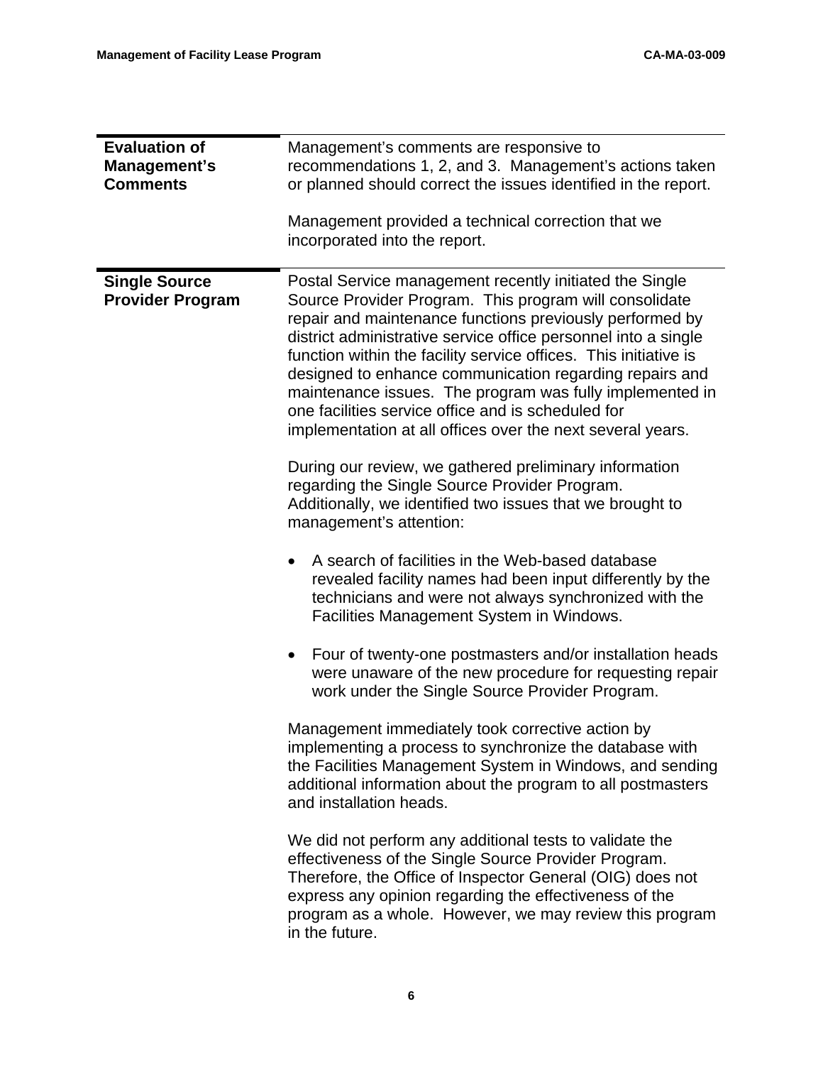## Evaluation of Management's Comments

Management's comments are responsive to recommendations 1, 2, and 3. Management's actions taken or planned should correct the issues identified in the report.

Management provided a technical correction that we incorporated into the report.

## Single Source Provider Program

Postal Service management recently initiated the Single Source Provider Program. This program will consolidate repair and maintenance functions previously performed by district administrative service office personnel into a single function within the facility service offices. This initiative is designed to enhance communication regarding repairs and maintenance issues. The program was fully implemented in one facilities service office and is scheduled for implementation at all offices over the next several years.

During our review, we gathered preliminary information regarding the Single Source Provider Program. Additionally, we identified two issues that we brought to management's attention:

- A search of facilities in the Web-based database revealed facility names had been input differently by the technicians and were not always synchronized with the Facilities Management System in Windows.
- Four of twenty-one postmasters and/or installation heads were unaware of the new procedure for requesting repair work under the Single Source Provider Program.

Management immediately took corrective action by implementing a process to synchronize the database with the Facilities Management System in Windows, and sending additional information about the program to all postmasters and installation heads.

We did not perform any additional tests to validate the effectiveness of the Single Source Provider Program. Therefore, the Office of Inspector General (OIG) does not express any opinion regarding the effectiveness of the program as a whole. However, we may review this program in the future.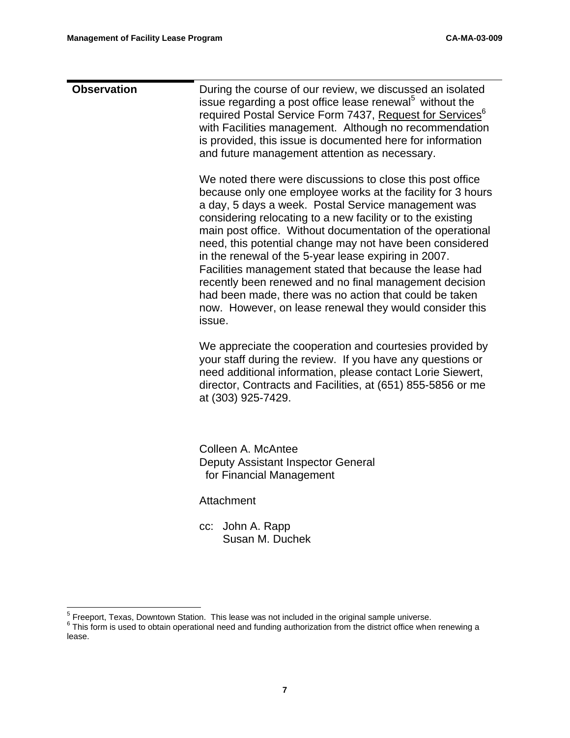## Observation

During the course of our review, we discussed an isolated issue regarding a post office lease renewal[5] without the required Postal Service Form 7437, Request for Services[6] with Facilities management. Although no recommendation is provided, this issue is documented here for information and future management attention as necessary.

We noted there were discussions to close this post office because only one employee works at the facility for 3 hours a day, 5 days a week. Postal Service management was considering relocating to a new facility or to the existing main post office. Without documentation of the operational need, this potential change may not have been considered in the renewal of the 5-year lease expiring in 2007. Facilities management stated that because the lease had recently been renewed and no final management decision had been made, there was no action that could be taken now. However, on lease renewal they would consider this issue.

We appreciate the cooperation and courtesies provided by your staff during the review. If you have any questions or need additional information, please contact Lorie Siewert, director, Contracts and Facilities, at (651) 855-5856 or me at (303) 925-7429.

Colleen A. McAntee
Deputy Assistant Inspector General
for Financial Management

Attachment

cc: John A. Rapp
Susan M. Duchek

---

[5] Freeport, Texas, Downtown Station. This lease was not included in the original sample universe.

[6] This form is used to obtain operational need and funding authorization from the district office when renewing a lease.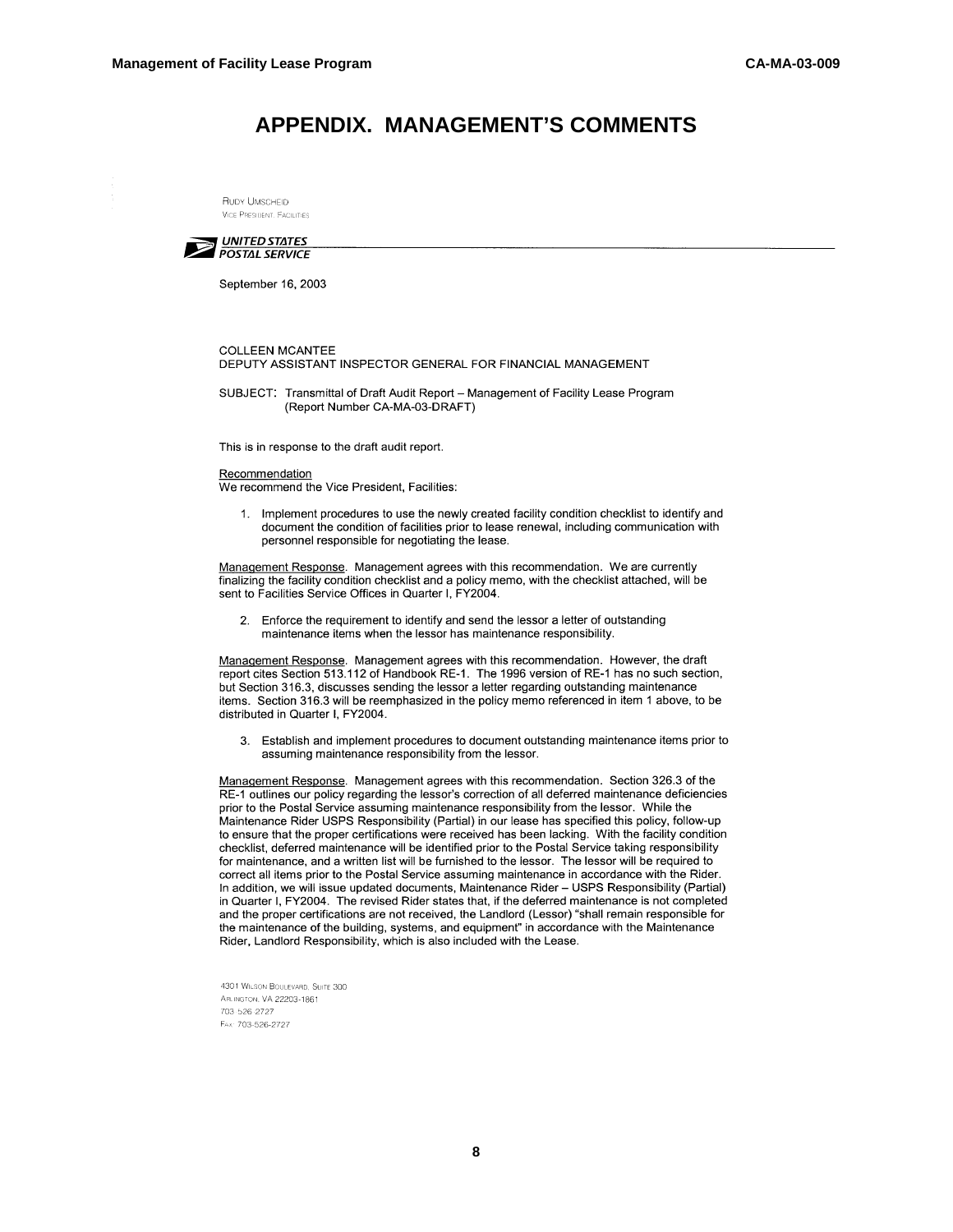# APPENDIX. MANAGEMENT'S COMMENTS

RUDY UMSCHEID
VICE PRESIDENT, FACILITIES

**UNITED STATES POSTAL SERVICE**

September 16, 2003

COLLEEN MCANTEE
DEPUTY ASSISTANT INSPECTOR GENERAL FOR FINANCIAL MANAGEMENT

SUBJECT: Transmittal of Draft Audit Report – Management of Facility Lease Program (Report Number CA-MA-03-DRAFT)

This is in response to the draft audit report.

Recommendation
We recommend the Vice President, Facilities:

1. Implement procedures to use the newly created facility condition checklist to identify and document the condition of facilities prior to lease renewal, including communication with personnel responsible for negotiating the lease.

Management Response. Management agrees with this recommendation. We are currently finalizing the facility condition checklist and a policy memo, with the checklist attached, will be sent to Facilities Service Offices in Quarter I, FY2004.

2. Enforce the requirement to identify and send the lessor a letter of outstanding maintenance items when the lessor has maintenance responsibility.

Management Response. Management agrees with this recommendation. However, the draft report cites Section 513.112 of Handbook RE-1. The 1996 version of RE-1 has no such section, but Section 316.3, discusses sending the lessor a letter regarding outstanding maintenance items. Section 316.3 will be reemphasized in the policy memo referenced in item 1 above, to be distributed in Quarter I, FY2004.

3. Establish and implement procedures to document outstanding maintenance items prior to assuming maintenance responsibility from the lessor.

Management Response. Management agrees with this recommendation. Section 326.3 of the RE-1 outlines our policy regarding the lessor's correction of all deferred maintenance deficiencies prior to the Postal Service assuming maintenance responsibility from the lessor. While the Maintenance Rider USPS Responsibility (Partial) in our lease has specified this policy, follow-up to ensure that the proper certifications were received has been lacking. With the facility condition checklist, deferred maintenance will be identified prior to the Postal Service taking responsibility for maintenance, and a written list will be furnished to the lessor. The lessor will be required to correct all items prior to the Postal Service assuming maintenance in accordance with the Rider. In addition, we will issue updated documents, Maintenance Rider – USPS Responsibility (Partial) in Quarter I, FY2004. The revised Rider states that, if the deferred maintenance is not completed and the proper certifications are not received, the Landlord (Lessor) "shall remain responsible for the maintenance of the building, systems, and equipment" in accordance with the Maintenance Rider, Landlord Responsibility, which is also included with the Lease.

4301 WILSON BOULEVARD, SUITE 300
ARLINGTON, VA 22203-1861
703-526-2727
FAX: 703-526-2727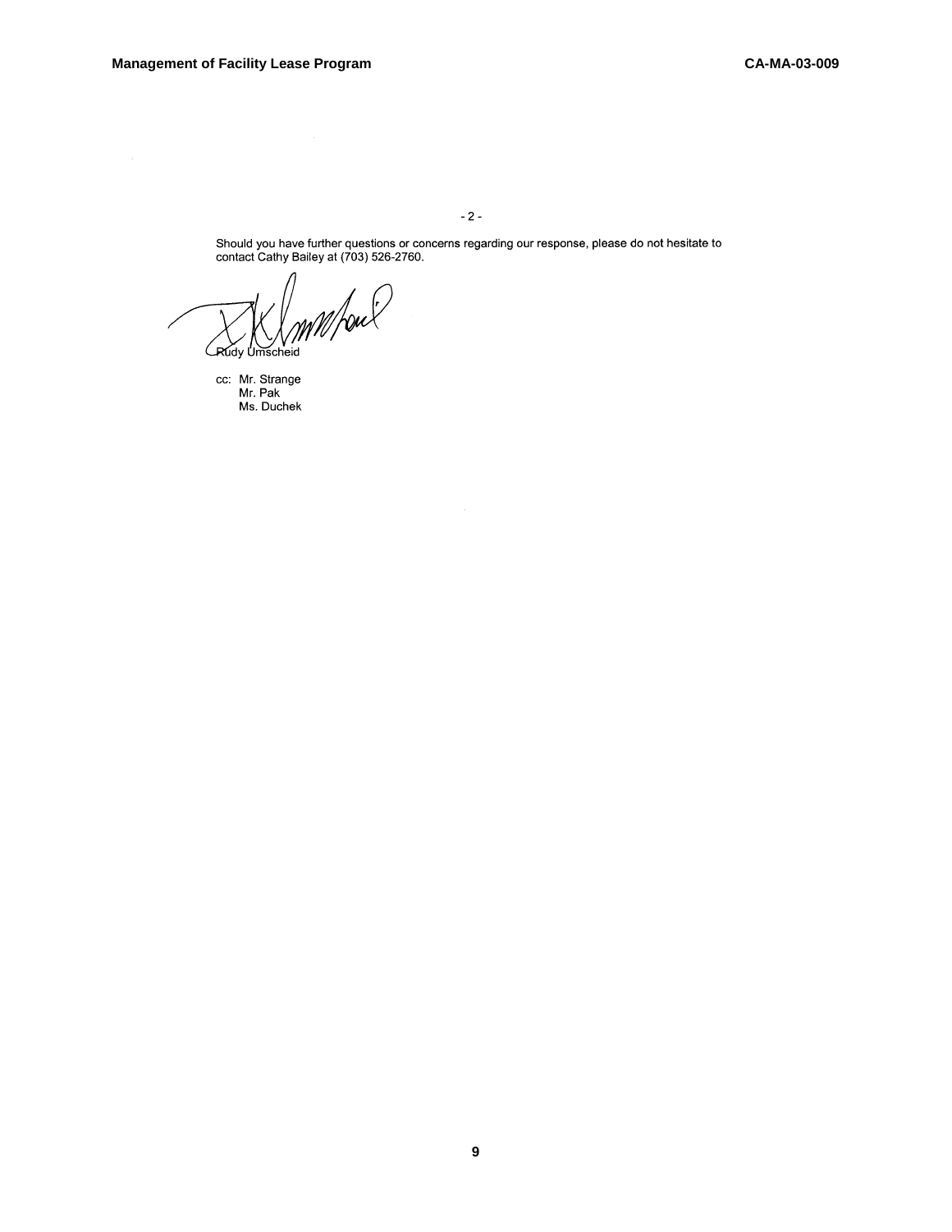- 2 -

Should you have further questions or concerns regarding our response, please do not hesitate to contact Cathy Bailey at (703) 526-2760.

Rudy Umscheid

cc: Mr. Strange
Mr. Pak
Ms. Duchek